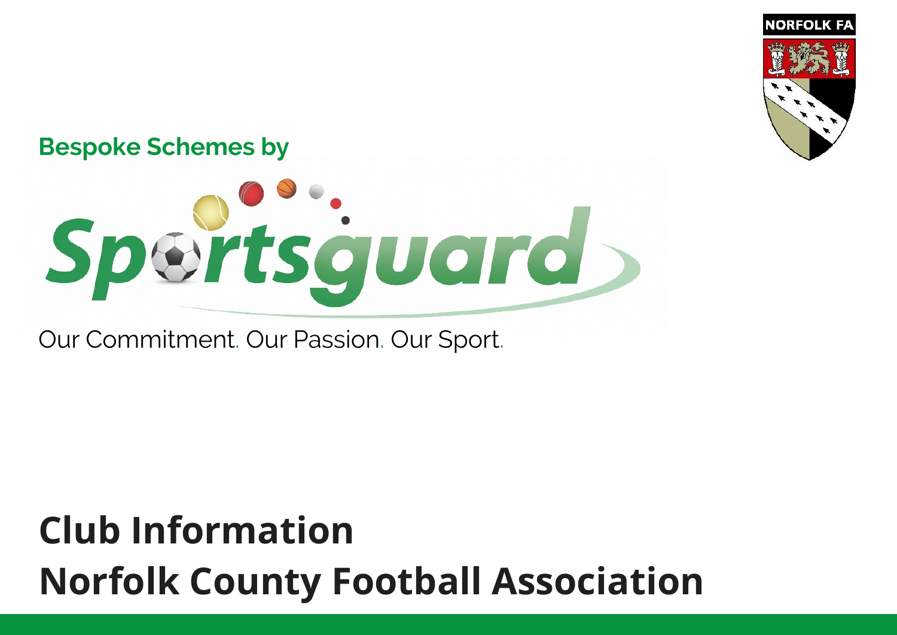NORFOLK FA

**Bespoke Schemes by**

Sportsguard

Our Commitment. Our Passion. Our Sport.

# Club Information
# Norfolk County Football Association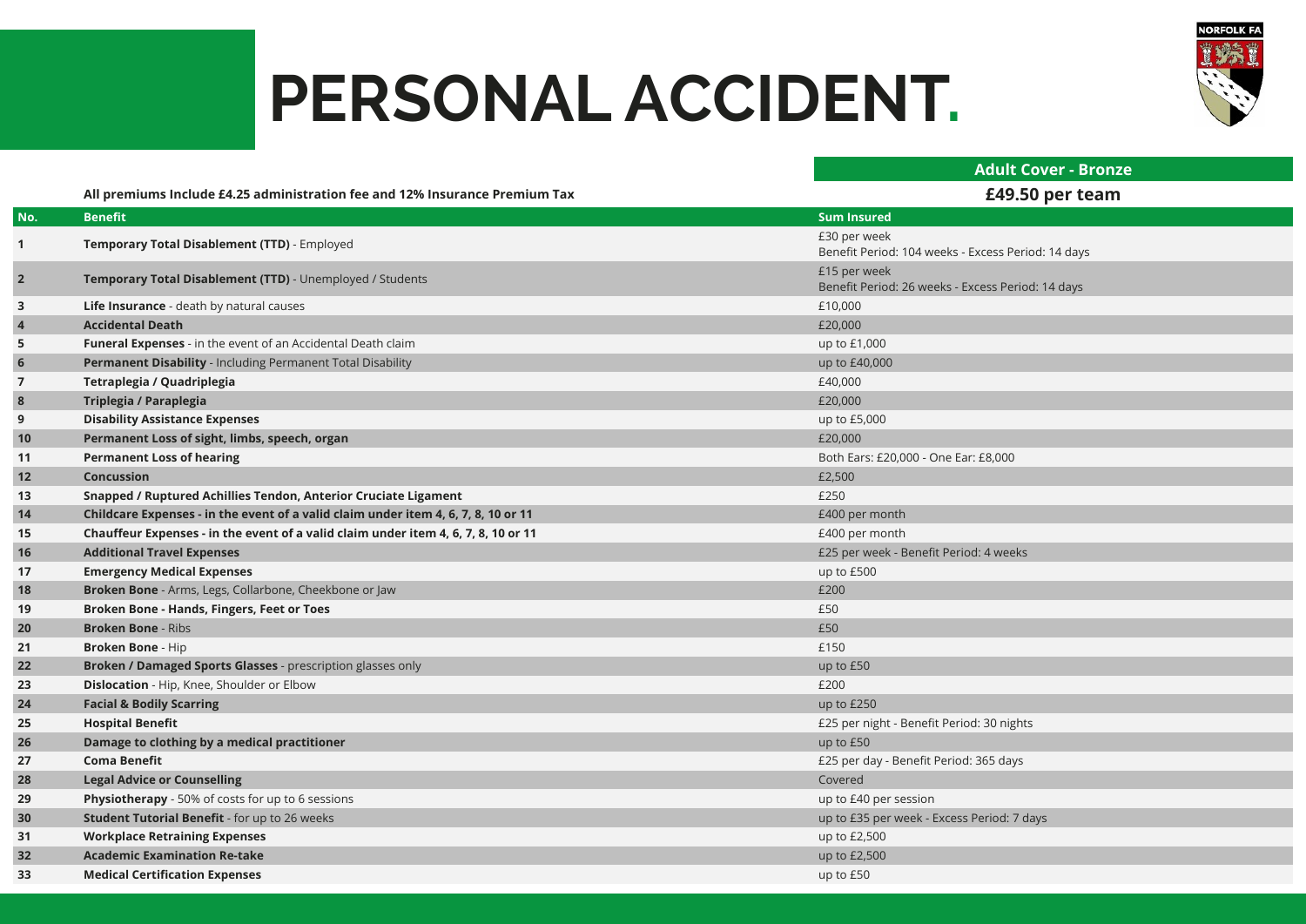# PERSONAL ACCIDENT.

**Adult Cover - Bronze**

All premiums Include £4.25 administration fee and 12% Insurance Premium Tax

**£49.50 per team**

| No. | Benefit | Sum Insured |
|---|---|---|
| 1 | **Temporary Total Disablement (TTD)** - Employed | £30 per week<br>Benefit Period: 104 weeks - Excess Period: 14 days |
| 2 | **Temporary Total Disablement (TTD)** - Unemployed / Students | £15 per week<br>Benefit Period: 26 weeks - Excess Period: 14 days |
| 3 | **Life Insurance** - death by natural causes | £10,000 |
| 4 | **Accidental Death** | £20,000 |
| 5 | **Funeral Expenses** - in the event of an Accidental Death claim | up to £1,000 |
| 6 | **Permanent Disability** - Including Permanent Total Disability | up to £40,000 |
| 7 | **Tetraplegia / Quadriplegia** | £40,000 |
| 8 | **Triplegia / Paraplegia** | £20,000 |
| 9 | **Disability Assistance Expenses** | up to £5,000 |
| 10 | **Permanent Loss of sight, limbs, speech, organ** | £20,000 |
| 11 | **Permanent Loss of hearing** | Both Ears: £20,000 - One Ear: £8,000 |
| 12 | **Concussion** | £2,500 |
| 13 | **Snapped / Ruptured Achillies Tendon, Anterior Cruciate Ligament** | £250 |
| 14 | **Childcare Expenses - in the event of a valid claim under item 4, 6, 7, 8, 10 or 11** | £400 per month |
| 15 | **Chauffeur Expenses - in the event of a valid claim under item 4, 6, 7, 8, 10 or 11** | £400 per month |
| 16 | **Additional Travel Expenses** | £25 per week - Benefit Period: 4 weeks |
| 17 | **Emergency Medical Expenses** | up to £500 |
| 18 | **Broken Bone** - Arms, Legs, Collarbone, Cheekbone or Jaw | £200 |
| 19 | **Broken Bone - Hands, Fingers, Feet or Toes** | £50 |
| 20 | **Broken Bone** - Ribs | £50 |
| 21 | **Broken Bone** - Hip | £150 |
| 22 | **Broken / Damaged Sports Glasses** - prescription glasses only | up to £50 |
| 23 | **Dislocation** - Hip, Knee, Shoulder or Elbow | £200 |
| 24 | **Facial & Bodily Scarring** | up to £250 |
| 25 | **Hospital Benefit** | £25 per night - Benefit Period: 30 nights |
| 26 | **Damage to clothing by a medical practitioner** | up to £50 |
| 27 | **Coma Benefit** | £25 per day - Benefit Period: 365 days |
| 28 | **Legal Advice or Counselling** | Covered |
| 29 | **Physiotherapy** - 50% of costs for up to 6 sessions | up to £40 per session |
| 30 | **Student Tutorial Benefit** - for up to 26 weeks | up to £35 per week - Excess Period: 7 days |
| 31 | **Workplace Retraining Expenses** | up to £2,500 |
| 32 | **Academic Examination Re-take** | up to £2,500 |
| 33 | **Medical Certification Expenses** | up to £50 |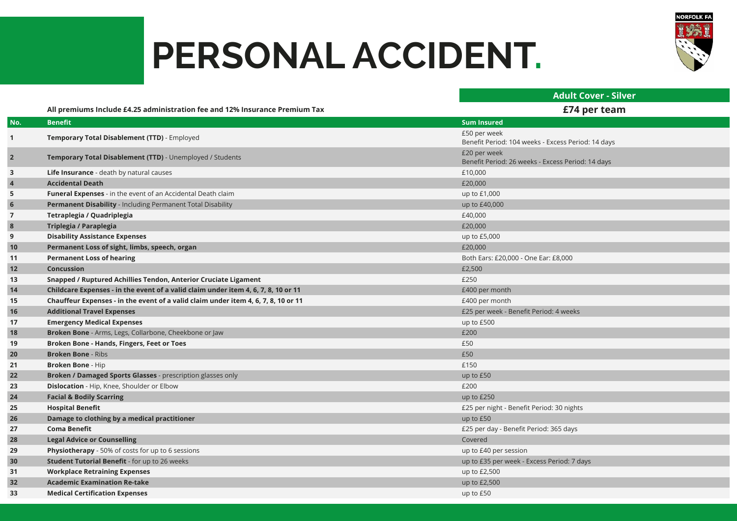# PERSONAL ACCIDENT.

**All premiums Include £4.25 administration fee and 12% Insurance Premium Tax**

| No. | Benefit | Adult Cover - Silver<br>£74 per team<br>Sum Insured |
|---|---|---|
| 1 | **Temporary Total Disablement (TTD)** - Employed | £50 per week<br>Benefit Period: 104 weeks - Excess Period: 14 days |
| 2 | **Temporary Total Disablement (TTD)** - Unemployed / Students | £20 per week<br>Benefit Period: 26 weeks - Excess Period: 14 days |
| 3 | **Life Insurance** - death by natural causes | £10,000 |
| 4 | **Accidental Death** | £20,000 |
| 5 | **Funeral Expenses** - in the event of an Accidental Death claim | up to £1,000 |
| 6 | **Permanent Disability** - Including Permanent Total Disability | up to £40,000 |
| 7 | **Tetraplegia / Quadriplegia** | £40,000 |
| 8 | **Triplegia / Paraplegia** | £20,000 |
| 9 | **Disability Assistance Expenses** | up to £5,000 |
| 10 | **Permanent Loss of sight, limbs, speech, organ** | £20,000 |
| 11 | **Permanent Loss of hearing** | Both Ears: £20,000 - One Ear: £8,000 |
| 12 | **Concussion** | £2,500 |
| 13 | **Snapped / Ruptured Achillies Tendon, Anterior Cruciate Ligament** | £250 |
| 14 | **Childcare Expenses - in the event of a valid claim under item 4, 6, 7, 8, 10 or 11** | £400 per month |
| 15 | **Chauffeur Expenses - in the event of a valid claim under item 4, 6, 7, 8, 10 or 11** | £400 per month |
| 16 | **Additional Travel Expenses** | £25 per week - Benefit Period: 4 weeks |
| 17 | **Emergency Medical Expenses** | up to £500 |
| 18 | **Broken Bone** - Arms, Legs, Collarbone, Cheekbone or Jaw | £200 |
| 19 | **Broken Bone - Hands, Fingers, Feet or Toes** | £50 |
| 20 | **Broken Bone** - Ribs | £50 |
| 21 | **Broken Bone** - Hip | £150 |
| 22 | **Broken / Damaged Sports Glasses** - prescription glasses only | up to £50 |
| 23 | **Dislocation** - Hip, Knee, Shoulder or Elbow | £200 |
| 24 | **Facial & Bodily Scarring** | up to £250 |
| 25 | **Hospital Benefit** | £25 per night - Benefit Period: 30 nights |
| 26 | **Damage to clothing by a medical practitioner** | up to £50 |
| 27 | **Coma Benefit** | £25 per day - Benefit Period: 365 days |
| 28 | **Legal Advice or Counselling** | Covered |
| 29 | **Physiotherapy** - 50% of costs for up to 6 sessions | up to £40 per session |
| 30 | **Student Tutorial Benefit** - for up to 26 weeks | up to £35 per week - Excess Period: 7 days |
| 31 | **Workplace Retraining Expenses** | up to £2,500 |
| 32 | **Academic Examination Re-take** | up to £2,500 |
| 33 | **Medical Certification Expenses** | up to £50 |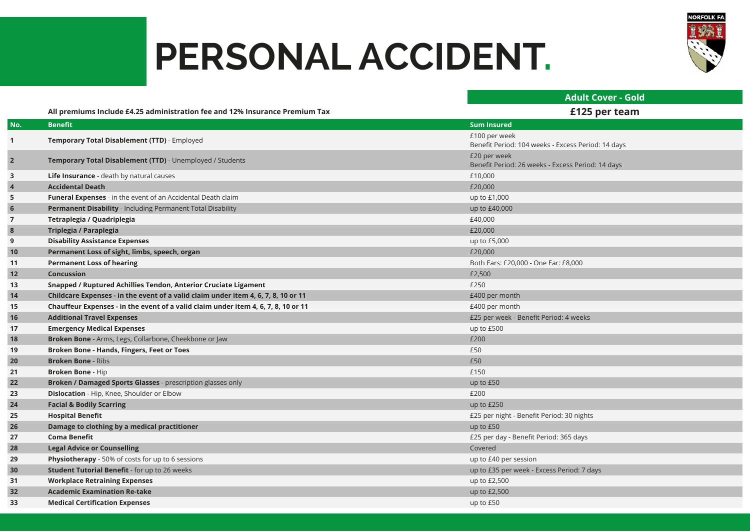# PERSONAL ACCIDENT.

NORFOLK FA

All premiums Include £4.25 administration fee and 12% Insurance Premium Tax

| | | Adult Cover - Gold |
|---|---|---|
| | | £125 per team |
| No. | Benefit | Sum Insured |
| 1 | **Temporary Total Disablement (TTD)** - Employed | £100 per week<br>Benefit Period: 104 weeks - Excess Period: 14 days |
| 2 | **Temporary Total Disablement (TTD)** - Unemployed / Students | £20 per week<br>Benefit Period: 26 weeks - Excess Period: 14 days |
| 3 | **Life Insurance** - death by natural causes | £10,000 |
| 4 | **Accidental Death** | £20,000 |
| 5 | **Funeral Expenses** - in the event of an Accidental Death claim | up to £1,000 |
| 6 | **Permanent Disability** - Including Permanent Total Disability | up to £40,000 |
| 7 | **Tetraplegia / Quadriplegia** | £40,000 |
| 8 | **Triplegia / Paraplegia** | £20,000 |
| 9 | **Disability Assistance Expenses** | up to £5,000 |
| 10 | **Permanent Loss of sight, limbs, speech, organ** | £20,000 |
| 11 | **Permanent Loss of hearing** | Both Ears: £20,000 - One Ear: £8,000 |
| 12 | **Concussion** | £2,500 |
| 13 | **Snapped / Ruptured Achillies Tendon, Anterior Cruciate Ligament** | £250 |
| 14 | **Childcare Expenses - in the event of a valid claim under item 4, 6, 7, 8, 10 or 11** | £400 per month |
| 15 | **Chauffeur Expenses - in the event of a valid claim under item 4, 6, 7, 8, 10 or 11** | £400 per month |
| 16 | **Additional Travel Expenses** | £25 per week - Benefit Period: 4 weeks |
| 17 | **Emergency Medical Expenses** | up to £500 |
| 18 | **Broken Bone** - Arms, Legs, Collarbone, Cheekbone or Jaw | £200 |
| 19 | **Broken Bone - Hands, Fingers, Feet or Toes** | £50 |
| 20 | **Broken Bone** - Ribs | £50 |
| 21 | **Broken Bone** - Hip | £150 |
| 22 | **Broken / Damaged Sports Glasses** - prescription glasses only | up to £50 |
| 23 | **Dislocation** - Hip, Knee, Shoulder or Elbow | £200 |
| 24 | **Facial & Bodily Scarring** | up to £250 |
| 25 | **Hospital Benefit** | £25 per night - Benefit Period: 30 nights |
| 26 | **Damage to clothing by a medical practitioner** | up to £50 |
| 27 | **Coma Benefit** | £25 per day - Benefit Period: 365 days |
| 28 | **Legal Advice or Counselling** | Covered |
| 29 | **Physiotherapy** - 50% of costs for up to 6 sessions | up to £40 per session |
| 30 | **Student Tutorial Benefit** - for up to 26 weeks | up to £35 per week - Excess Period: 7 days |
| 31 | **Workplace Retraining Expenses** | up to £2,500 |
| 32 | **Academic Examination Re-take** | up to £2,500 |
| 33 | **Medical Certification Expenses** | up to £50 |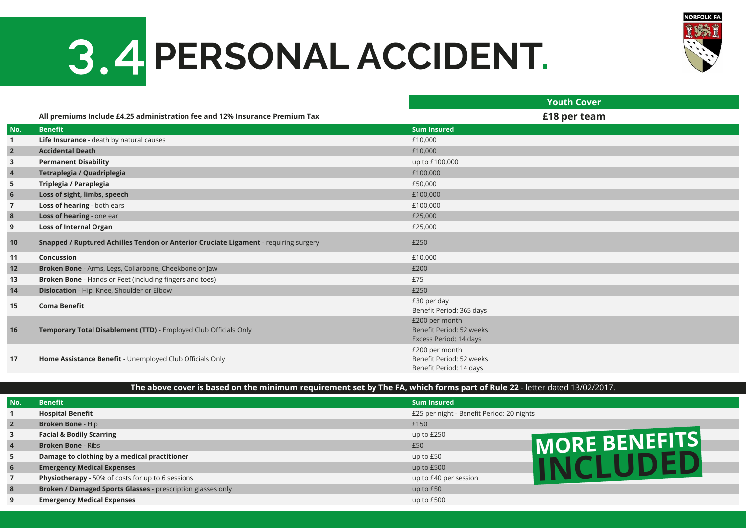# 3.4 PERSONAL ACCIDENT.

**Youth Cover**

All premiums Include £4.25 administration fee and 12% Insurance Premium Tax

**£18 per team**

| No. | Benefit | Sum Insured |
|---|---|---|
| 1 | **Life Insurance** - death by natural causes | £10,000 |
| 2 | **Accidental Death** | £10,000 |
| 3 | **Permanent Disability** | up to £100,000 |
| 4 | **Tetraplegia / Quadriplegia** | £100,000 |
| 5 | **Triplegia / Paraplegia** | £50,000 |
| 6 | **Loss of sight, limbs, speech** | £100,000 |
| 7 | **Loss of hearing** - both ears | £100,000 |
| 8 | **Loss of hearing** - one ear | £25,000 |
| 9 | **Loss of Internal Organ** | £25,000 |
| 10 | **Snapped / Ruptured Achilles Tendon or Anterior Cruciate Ligament** - requiring surgery | £250 |
| 11 | **Concussion** | £10,000 |
| 12 | **Broken Bone** - Arms, Legs, Collarbone, Cheekbone or Jaw | £200 |
| 13 | **Broken Bone** - Hands or Feet (including fingers and toes) | £75 |
| 14 | **Dislocation** - Hip, Knee, Shoulder or Elbow | £250 |
| 15 | **Coma Benefit** | £30 per day<br>Benefit Period: 365 days |
| 16 | **Temporary Total Disablement (TTD)** - Employed Club Officials Only | £200 per month<br>Benefit Period: 52 weeks<br>Excess Period: 14 days |
| 17 | **Home Assistance Benefit** - Unemployed Club Officials Only | £200 per month<br>Benefit Period: 52 weeks<br>Benefit Period: 14 days |

**The above cover is based on the minimum requirement set by The FA, which forms part of Rule 22** - letter dated 13/02/2017.

| No. | Benefit | Sum Insured |
|---|---|---|
| 1 | **Hospital Benefit** | £25 per night - Benefit Period: 20 nights |
| 2 | **Broken Bone** - Hip | £150 |
| 3 | **Facial & Bodily Scarring** | up to £250 |
| 4 | **Broken Bone** - Ribs | £50 |
| 5 | **Damage to clothing by a medical practitioner** | up to £50 |
| 6 | **Emergency Medical Expenses** | up to £500 |
| 7 | **Physiotherapy** - 50% of costs for up to 6 sessions | up to £40 per session |
| 8 | **Broken / Damaged Sports Glasses** - prescription glasses only | up to £50 |
| 9 | **Emergency Medical Expenses** | up to £500 |

**MORE BENEFITS INCLUDED**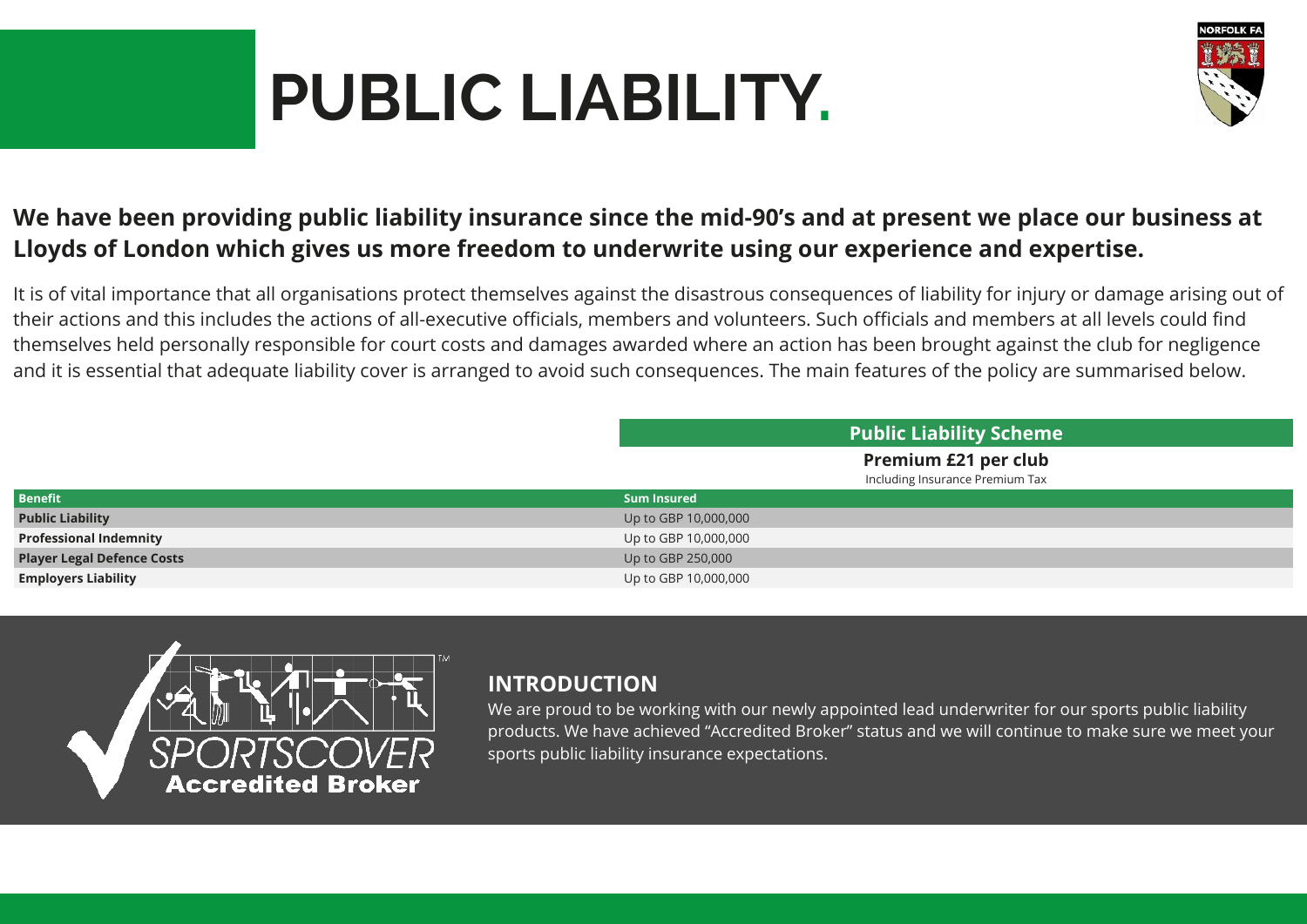# PUBLIC LIABILITY.

**We have been providing public liability insurance since the mid-90's and at present we place our business at Lloyds of London which gives us more freedom to underwrite using our experience and expertise.**

It is of vital importance that all organisations protect themselves against the disastrous consequences of liability for injury or damage arising out of their actions and this includes the actions of all-executive officials, members and volunteers. Such officials and members at all levels could find themselves held personally responsible for court costs and damages awarded where an action has been brought against the club for negligence and it is essential that adequate liability cover is arranged to avoid such consequences. The main features of the policy are summarised below.

| | Public Liability Scheme<br>**Premium £21 per club**<br>Including Insurance Premium Tax |
|---|---|
| **Benefit** | **Sum Insured** |
| **Public Liability** | Up to GBP 10,000,000 |
| **Professional Indemnity** | Up to GBP 10,000,000 |
| **Player Legal Defence Costs** | Up to GBP 250,000 |
| **Employers Liability** | Up to GBP 10,000,000 |

SPORTSCOVER Accredited Broker

## INTRODUCTION

We are proud to be working with our newly appointed lead underwriter for our sports public liability products. We have achieved "Accredited Broker" status and we will continue to make sure we meet your sports public liability insurance expectations.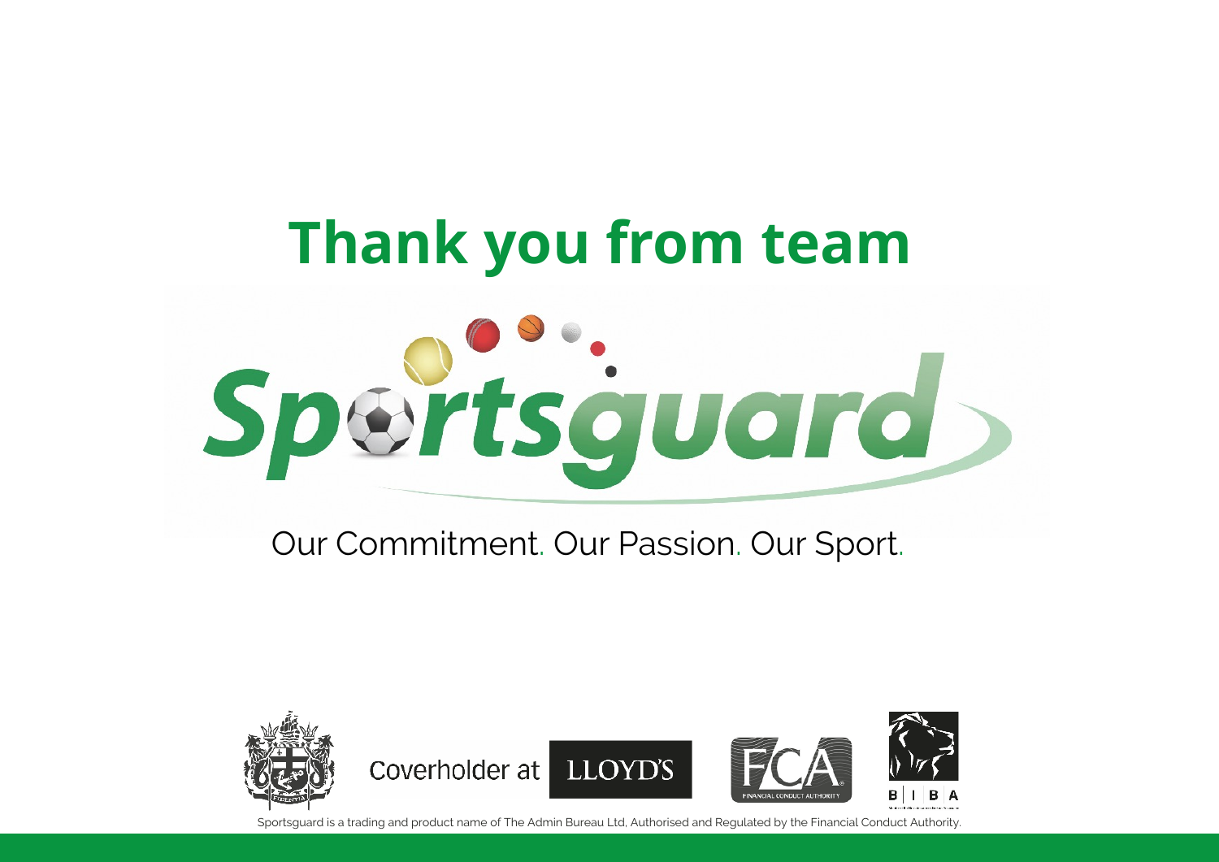# Thank you from team

Sportsguard

Our Commitment. Our Passion. Our Sport.

Coverholder at LLOYD'S

FCA FINANCIAL CONDUCT AUTHORITY

B I B A

Sportsguard is a trading and product name of The Admin Bureau Ltd, Authorised and Regulated by the Financial Conduct Authority.